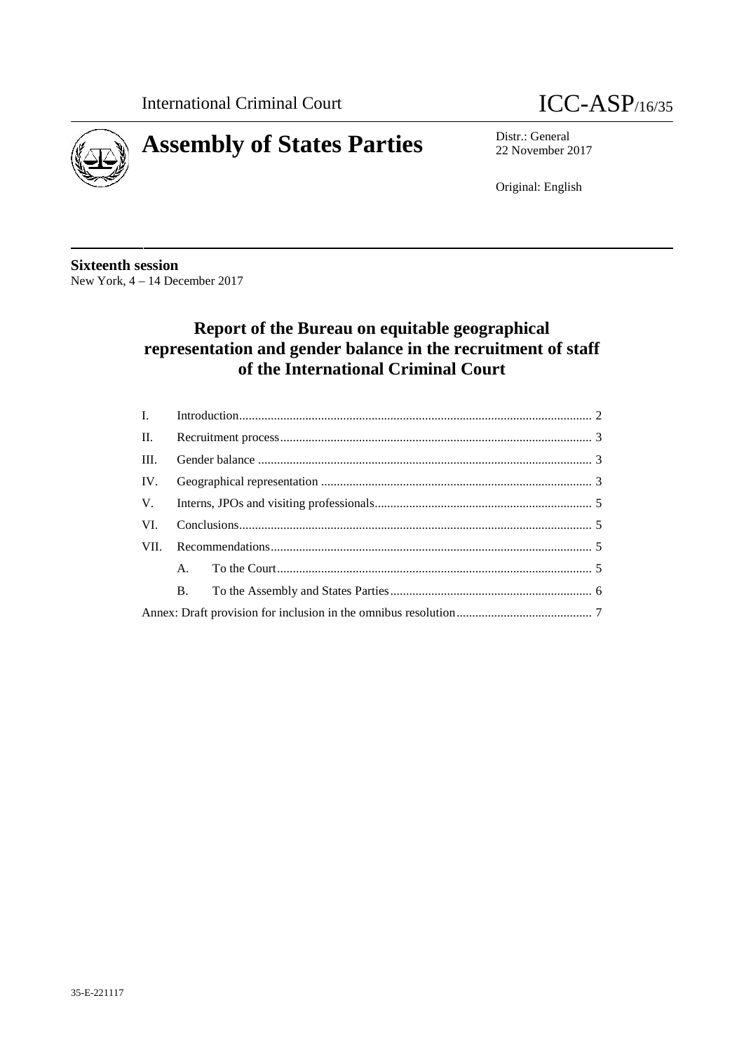International Criminal Court

ICC-ASP/16/35

# Assembly of States Parties

Distr.: General
22 November 2017

Original: English

**Sixteenth session**
New York, 4 – 14 December 2017

## Report of the Bureau on equitable geographical representation and gender balance in the recruitment of staff of the International Criminal Court

| | | |
|---|---|---|
| I. | Introduction | 2 |
| II. | Recruitment process | 3 |
| III. | Gender balance | 3 |
| IV. | Geographical representation | 3 |
| V. | Interns, JPOs and visiting professionals | 5 |
| VI. | Conclusions | 5 |
| VII. | Recommendations | 5 |
| | A. To the Court | 5 |
| | B. To the Assembly and States Parties | 6 |
| Annex: Draft provision for inclusion in the omnibus resolution | | 7 |

35-E-221117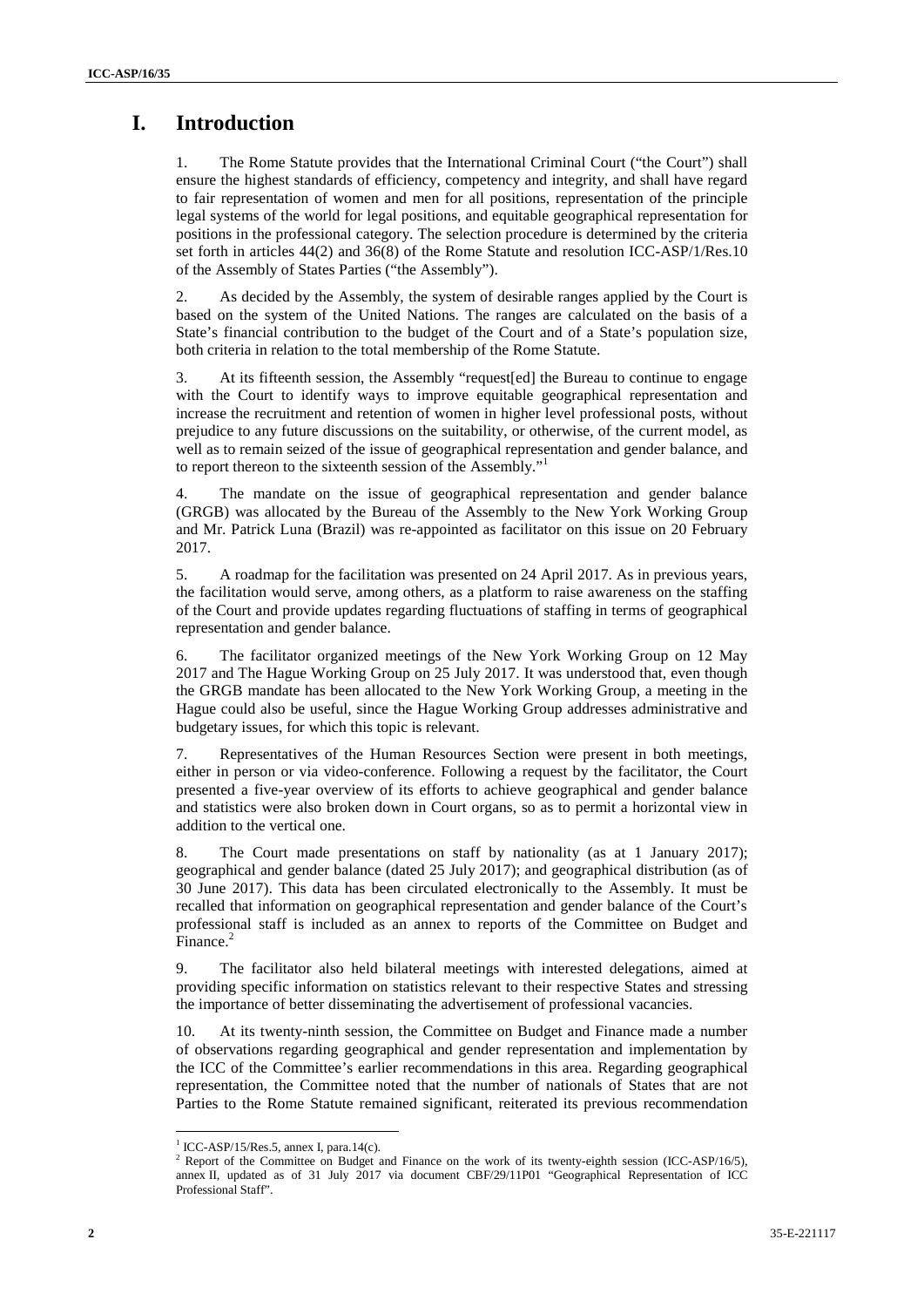# I. Introduction

1. The Rome Statute provides that the International Criminal Court ("the Court") shall ensure the highest standards of efficiency, competency and integrity, and shall have regard to fair representation of women and men for all positions, representation of the principle legal systems of the world for legal positions, and equitable geographical representation for positions in the professional category. The selection procedure is determined by the criteria set forth in articles 44(2) and 36(8) of the Rome Statute and resolution ICC-ASP/1/Res.10 of the Assembly of States Parties ("the Assembly").

2. As decided by the Assembly, the system of desirable ranges applied by the Court is based on the system of the United Nations. The ranges are calculated on the basis of a State's financial contribution to the budget of the Court and of a State's population size, both criteria in relation to the total membership of the Rome Statute.

3. At its fifteenth session, the Assembly "request[ed] the Bureau to continue to engage with the Court to identify ways to improve equitable geographical representation and increase the recruitment and retention of women in higher level professional posts, without prejudice to any future discussions on the suitability, or otherwise, of the current model, as well as to remain seized of the issue of geographical representation and gender balance, and to report thereon to the sixteenth session of the Assembly."[1]

4. The mandate on the issue of geographical representation and gender balance (GRGB) was allocated by the Bureau of the Assembly to the New York Working Group and Mr. Patrick Luna (Brazil) was re-appointed as facilitator on this issue on 20 February 2017.

5. A roadmap for the facilitation was presented on 24 April 2017. As in previous years, the facilitation would serve, among others, as a platform to raise awareness on the staffing of the Court and provide updates regarding fluctuations of staffing in terms of geographical representation and gender balance.

6. The facilitator organized meetings of the New York Working Group on 12 May 2017 and The Hague Working Group on 25 July 2017. It was understood that, even though the GRGB mandate has been allocated to the New York Working Group, a meeting in the Hague could also be useful, since the Hague Working Group addresses administrative and budgetary issues, for which this topic is relevant.

7. Representatives of the Human Resources Section were present in both meetings, either in person or via video-conference. Following a request by the facilitator, the Court presented a five-year overview of its efforts to achieve geographical and gender balance and statistics were also broken down in Court organs, so as to permit a horizontal view in addition to the vertical one.

8. The Court made presentations on staff by nationality (as at 1 January 2017); geographical and gender balance (dated 25 July 2017); and geographical distribution (as of 30 June 2017). This data has been circulated electronically to the Assembly. It must be recalled that information on geographical representation and gender balance of the Court's professional staff is included as an annex to reports of the Committee on Budget and Finance.[2]

9. The facilitator also held bilateral meetings with interested delegations, aimed at providing specific information on statistics relevant to their respective States and stressing the importance of better disseminating the advertisement of professional vacancies.

10. At its twenty-ninth session, the Committee on Budget and Finance made a number of observations regarding geographical and gender representation and implementation by the ICC of the Committee's earlier recommendations in this area. Regarding geographical representation, the Committee noted that the number of nationals of States that are not Parties to the Rome Statute remained significant, reiterated its previous recommendation

---

[1] ICC-ASP/15/Res.5, annex I, para.14(c).

[2] Report of the Committee on Budget and Finance on the work of its twenty-eighth session (ICC-ASP/16/5), annex II, updated as of 31 July 2017 via document CBF/29/11P01 "Geographical Representation of ICC Professional Staff".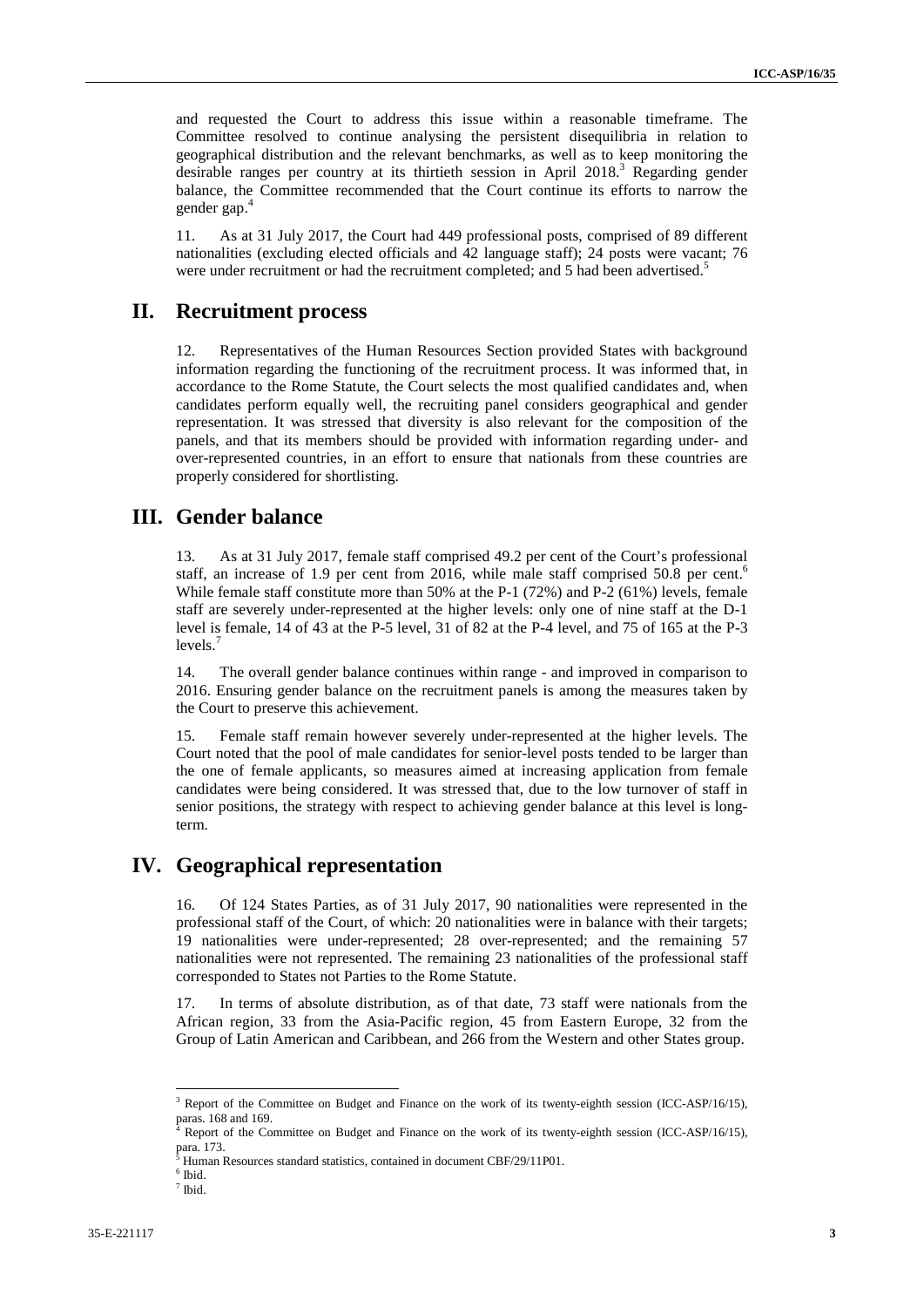and requested the Court to address this issue within a reasonable timeframe. The Committee resolved to continue analysing the persistent disequilibria in relation to geographical distribution and the relevant benchmarks, as well as to keep monitoring the desirable ranges per country at its thirtieth session in April 2018.[3] Regarding gender balance, the Committee recommended that the Court continue its efforts to narrow the gender gap.[4]

11. As at 31 July 2017, the Court had 449 professional posts, comprised of 89 different nationalities (excluding elected officials and 42 language staff); 24 posts were vacant; 76 were under recruitment or had the recruitment completed; and 5 had been advertised.[5]

# II. Recruitment process

12. Representatives of the Human Resources Section provided States with background information regarding the functioning of the recruitment process. It was informed that, in accordance to the Rome Statute, the Court selects the most qualified candidates and, when candidates perform equally well, the recruiting panel considers geographical and gender representation. It was stressed that diversity is also relevant for the composition of the panels, and that its members should be provided with information regarding under- and over-represented countries, in an effort to ensure that nationals from these countries are properly considered for shortlisting.

# III. Gender balance

13. As at 31 July 2017, female staff comprised 49.2 per cent of the Court's professional staff, an increase of 1.9 per cent from 2016, while male staff comprised 50.8 per cent.[6] While female staff constitute more than 50% at the P-1 (72%) and P-2 (61%) levels, female staff are severely under-represented at the higher levels: only one of nine staff at the D-1 level is female, 14 of 43 at the P-5 level, 31 of 82 at the P-4 level, and 75 of 165 at the P-3 levels.[7]

14. The overall gender balance continues within range - and improved in comparison to 2016. Ensuring gender balance on the recruitment panels is among the measures taken by the Court to preserve this achievement.

15. Female staff remain however severely under-represented at the higher levels. The Court noted that the pool of male candidates for senior-level posts tended to be larger than the one of female applicants, so measures aimed at increasing application from female candidates were being considered. It was stressed that, due to the low turnover of staff in senior positions, the strategy with respect to achieving gender balance at this level is long-term.

# IV. Geographical representation

16. Of 124 States Parties, as of 31 July 2017, 90 nationalities were represented in the professional staff of the Court, of which: 20 nationalities were in balance with their targets; 19 nationalities were under-represented; 28 over-represented; and the remaining 57 nationalities were not represented. The remaining 23 nationalities of the professional staff corresponded to States not Parties to the Rome Statute.

17. In terms of absolute distribution, as of that date, 73 staff were nationals from the African region, 33 from the Asia-Pacific region, 45 from Eastern Europe, 32 from the Group of Latin American and Caribbean, and 266 from the Western and other States group.

---

[3] Report of the Committee on Budget and Finance on the work of its twenty-eighth session (ICC-ASP/16/15), paras. 168 and 169.

[4] Report of the Committee on Budget and Finance on the work of its twenty-eighth session (ICC-ASP/16/15), para. 173.

[5] Human Resources standard statistics, contained in document CBF/29/11P01.

[6] Ibid.

[7] Ibid.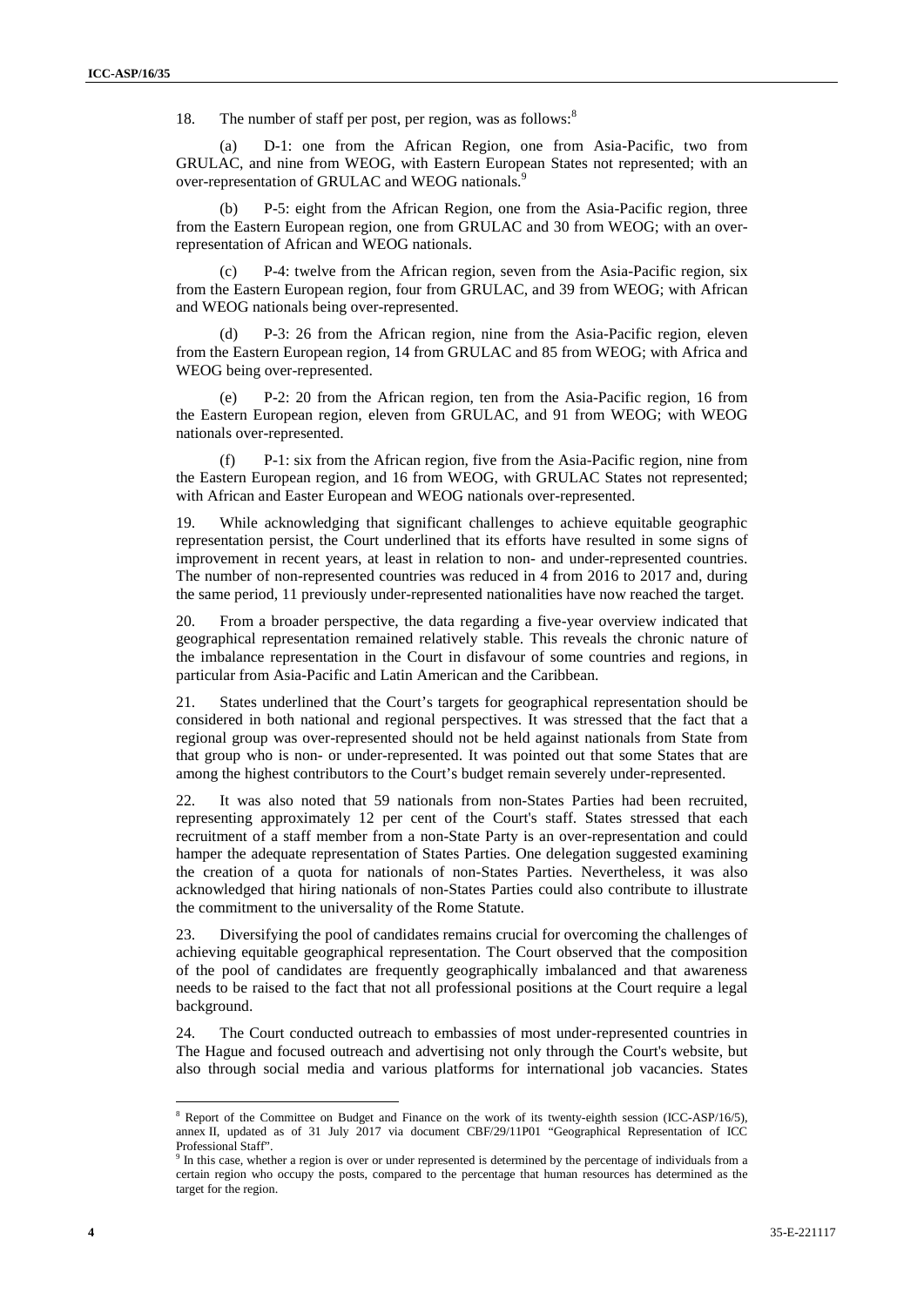18. The number of staff per post, per region, was as follows:[8]

(a) D-1: one from the African Region, one from Asia-Pacific, two from GRULAC, and nine from WEOG, with Eastern European States not represented; with an over-representation of GRULAC and WEOG nationals.[9]

(b) P-5: eight from the African Region, one from the Asia-Pacific region, three from the Eastern European region, one from GRULAC and 30 from WEOG; with an over-representation of African and WEOG nationals.

(c) P-4: twelve from the African region, seven from the Asia-Pacific region, six from the Eastern European region, four from GRULAC, and 39 from WEOG; with African and WEOG nationals being over-represented.

(d) P-3: 26 from the African region, nine from the Asia-Pacific region, eleven from the Eastern European region, 14 from GRULAC and 85 from WEOG; with Africa and WEOG being over-represented.

(e) P-2: 20 from the African region, ten from the Asia-Pacific region, 16 from the Eastern European region, eleven from GRULAC, and 91 from WEOG; with WEOG nationals over-represented.

(f) P-1: six from the African region, five from the Asia-Pacific region, nine from the Eastern European region, and 16 from WEOG, with GRULAC States not represented; with African and Easter European and WEOG nationals over-represented.

19. While acknowledging that significant challenges to achieve equitable geographic representation persist, the Court underlined that its efforts have resulted in some signs of improvement in recent years, at least in relation to non- and under-represented countries. The number of non-represented countries was reduced in 4 from 2016 to 2017 and, during the same period, 11 previously under-represented nationalities have now reached the target.

20. From a broader perspective, the data regarding a five-year overview indicated that geographical representation remained relatively stable. This reveals the chronic nature of the imbalance representation in the Court in disfavour of some countries and regions, in particular from Asia-Pacific and Latin American and the Caribbean.

21. States underlined that the Court's targets for geographical representation should be considered in both national and regional perspectives. It was stressed that the fact that a regional group was over-represented should not be held against nationals from State from that group who is non- or under-represented. It was pointed out that some States that are among the highest contributors to the Court's budget remain severely under-represented.

22. It was also noted that 59 nationals from non-States Parties had been recruited, representing approximately 12 per cent of the Court's staff. States stressed that each recruitment of a staff member from a non-State Party is an over-representation and could hamper the adequate representation of States Parties. One delegation suggested examining the creation of a quota for nationals of non-States Parties. Nevertheless, it was also acknowledged that hiring nationals of non-States Parties could also contribute to illustrate the commitment to the universality of the Rome Statute.

23. Diversifying the pool of candidates remains crucial for overcoming the challenges of achieving equitable geographical representation. The Court observed that the composition of the pool of candidates are frequently geographically imbalanced and that awareness needs to be raised to the fact that not all professional positions at the Court require a legal background.

24. The Court conducted outreach to embassies of most under-represented countries in The Hague and focused outreach and advertising not only through the Court's website, but also through social media and various platforms for international job vacancies. States

---

[8] Report of the Committee on Budget and Finance on the work of its twenty-eighth session (ICC-ASP/16/5), annex II, updated as of 31 July 2017 via document CBF/29/11P01 "Geographical Representation of ICC Professional Staff".

[9] In this case, whether a region is over or under represented is determined by the percentage of individuals from a certain region who occupy the posts, compared to the percentage that human resources has determined as the target for the region.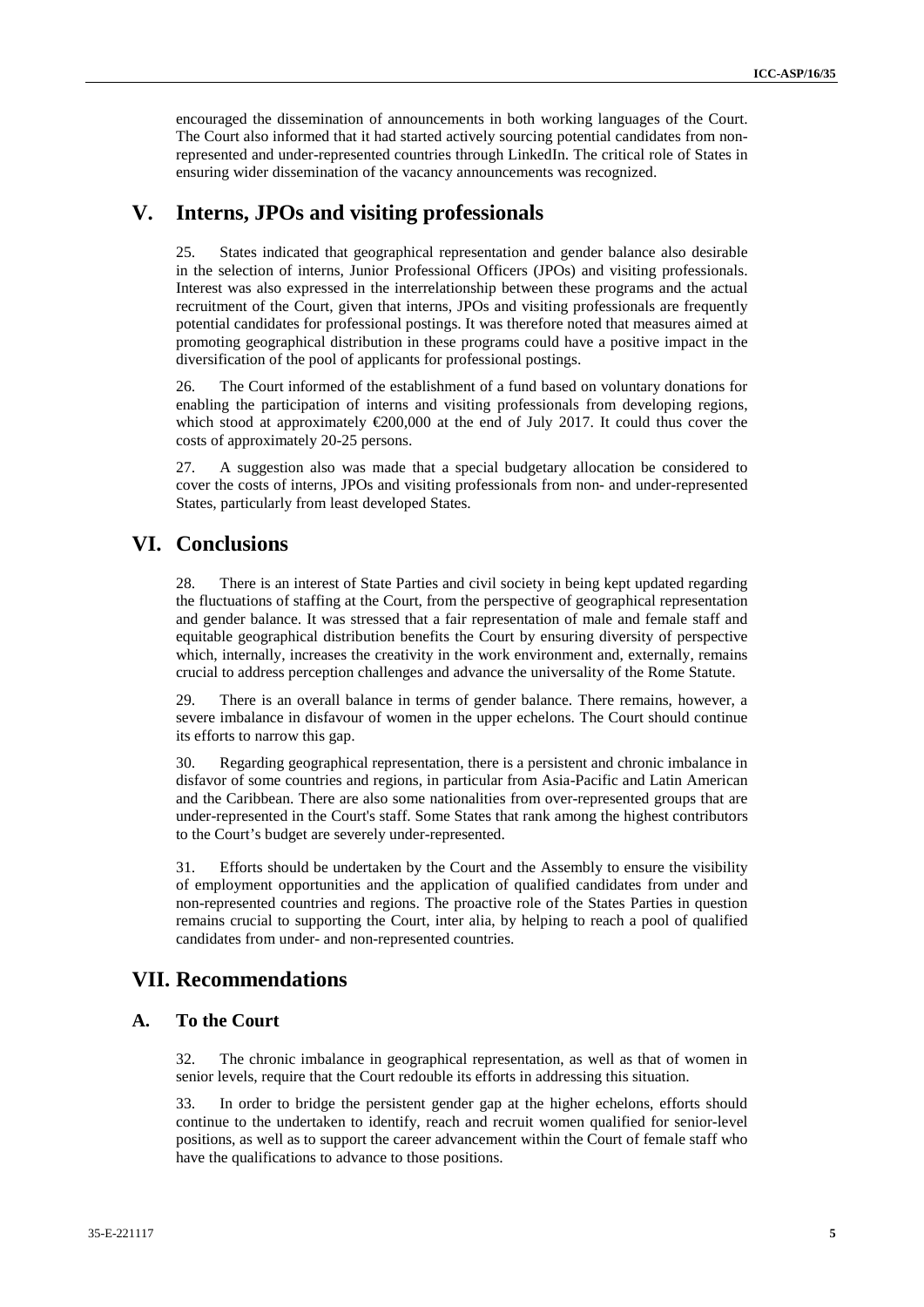encouraged the dissemination of announcements in both working languages of the Court. The Court also informed that it had started actively sourcing potential candidates from non-represented and under-represented countries through LinkedIn. The critical role of States in ensuring wider dissemination of the vacancy announcements was recognized.

# V. Interns, JPOs and visiting professionals

25. States indicated that geographical representation and gender balance also desirable in the selection of interns, Junior Professional Officers (JPOs) and visiting professionals. Interest was also expressed in the interrelationship between these programs and the actual recruitment of the Court, given that interns, JPOs and visiting professionals are frequently potential candidates for professional postings. It was therefore noted that measures aimed at promoting geographical distribution in these programs could have a positive impact in the diversification of the pool of applicants for professional postings.

26. The Court informed of the establishment of a fund based on voluntary donations for enabling the participation of interns and visiting professionals from developing regions, which stood at approximately €200,000 at the end of July 2017. It could thus cover the costs of approximately 20-25 persons.

27. A suggestion also was made that a special budgetary allocation be considered to cover the costs of interns, JPOs and visiting professionals from non- and under-represented States, particularly from least developed States.

# VI. Conclusions

28. There is an interest of State Parties and civil society in being kept updated regarding the fluctuations of staffing at the Court, from the perspective of geographical representation and gender balance. It was stressed that a fair representation of male and female staff and equitable geographical distribution benefits the Court by ensuring diversity of perspective which, internally, increases the creativity in the work environment and, externally, remains crucial to address perception challenges and advance the universality of the Rome Statute.

29. There is an overall balance in terms of gender balance. There remains, however, a severe imbalance in disfavour of women in the upper echelons. The Court should continue its efforts to narrow this gap.

30. Regarding geographical representation, there is a persistent and chronic imbalance in disfavor of some countries and regions, in particular from Asia-Pacific and Latin American and the Caribbean. There are also some nationalities from over-represented groups that are under-represented in the Court's staff. Some States that rank among the highest contributors to the Court's budget are severely under-represented.

31. Efforts should be undertaken by the Court and the Assembly to ensure the visibility of employment opportunities and the application of qualified candidates from under and non-represented countries and regions. The proactive role of the States Parties in question remains crucial to supporting the Court, inter alia, by helping to reach a pool of qualified candidates from under- and non-represented countries.

# VII. Recommendations

## A. To the Court

32. The chronic imbalance in geographical representation, as well as that of women in senior levels, require that the Court redouble its efforts in addressing this situation.

33. In order to bridge the persistent gender gap at the higher echelons, efforts should continue to the undertaken to identify, reach and recruit women qualified for senior-level positions, as well as to support the career advancement within the Court of female staff who have the qualifications to advance to those positions.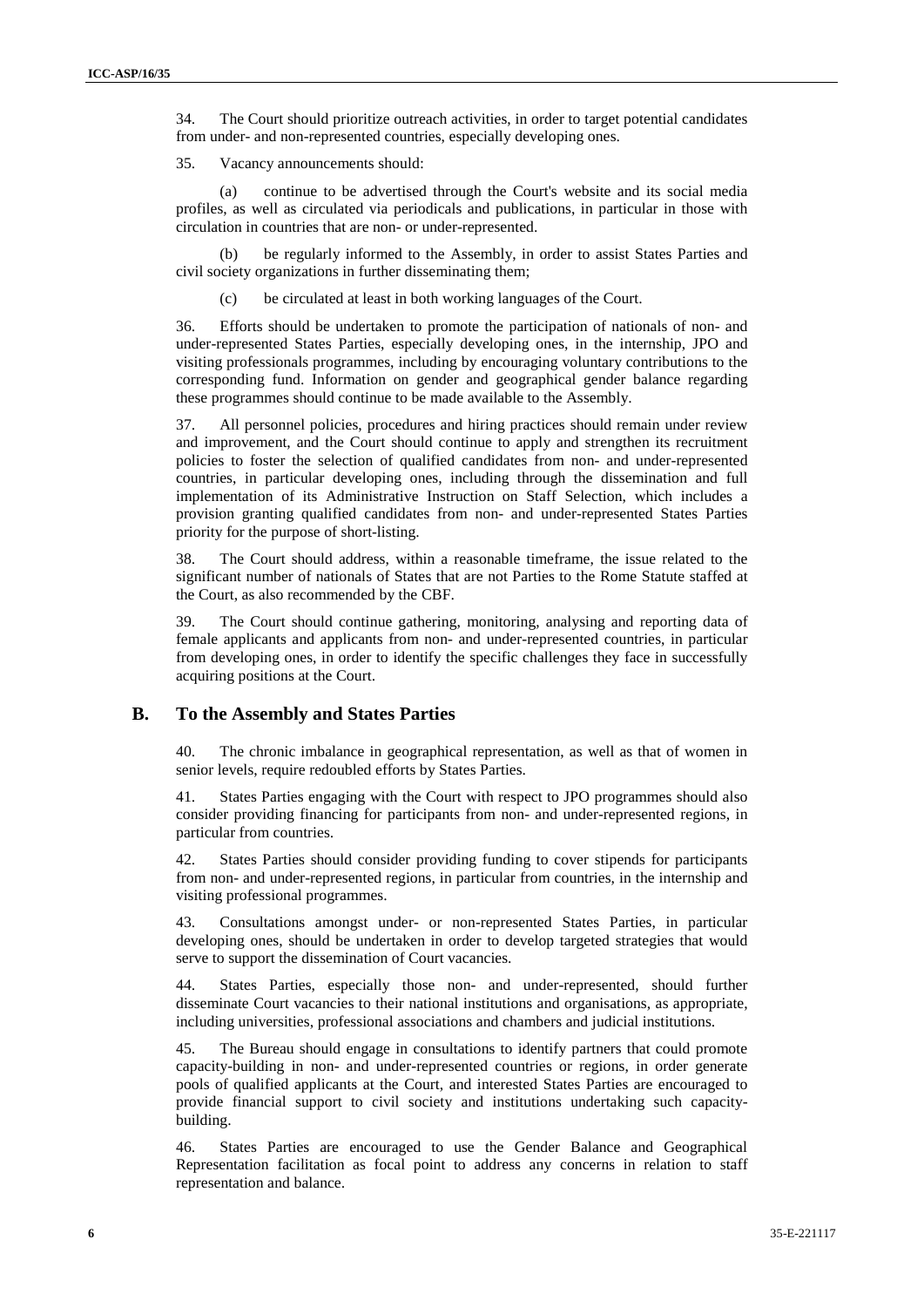34. The Court should prioritize outreach activities, in order to target potential candidates from under- and non-represented countries, especially developing ones.

35. Vacancy announcements should:

(a) continue to be advertised through the Court's website and its social media profiles, as well as circulated via periodicals and publications, in particular in those with circulation in countries that are non- or under-represented.

(b) be regularly informed to the Assembly, in order to assist States Parties and civil society organizations in further disseminating them;

(c) be circulated at least in both working languages of the Court.

36. Efforts should be undertaken to promote the participation of nationals of non- and under-represented States Parties, especially developing ones, in the internship, JPO and visiting professionals programmes, including by encouraging voluntary contributions to the corresponding fund. Information on gender and geographical gender balance regarding these programmes should continue to be made available to the Assembly.

37. All personnel policies, procedures and hiring practices should remain under review and improvement, and the Court should continue to apply and strengthen its recruitment policies to foster the selection of qualified candidates from non- and under-represented countries, in particular developing ones, including through the dissemination and full implementation of its Administrative Instruction on Staff Selection, which includes a provision granting qualified candidates from non- and under-represented States Parties priority for the purpose of short-listing.

38. The Court should address, within a reasonable timeframe, the issue related to the significant number of nationals of States that are not Parties to the Rome Statute staffed at the Court, as also recommended by the CBF.

39. The Court should continue gathering, monitoring, analysing and reporting data of female applicants and applicants from non- and under-represented countries, in particular from developing ones, in order to identify the specific challenges they face in successfully acquiring positions at the Court.

## B. To the Assembly and States Parties

40. The chronic imbalance in geographical representation, as well as that of women in senior levels, require redoubled efforts by States Parties.

41. States Parties engaging with the Court with respect to JPO programmes should also consider providing financing for participants from non- and under-represented regions, in particular from countries.

42. States Parties should consider providing funding to cover stipends for participants from non- and under-represented regions, in particular from countries, in the internship and visiting professional programmes.

43. Consultations amongst under- or non-represented States Parties, in particular developing ones, should be undertaken in order to develop targeted strategies that would serve to support the dissemination of Court vacancies.

44. States Parties, especially those non- and under-represented, should further disseminate Court vacancies to their national institutions and organisations, as appropriate, including universities, professional associations and chambers and judicial institutions.

45. The Bureau should engage in consultations to identify partners that could promote capacity-building in non- and under-represented countries or regions, in order generate pools of qualified applicants at the Court, and interested States Parties are encouraged to provide financial support to civil society and institutions undertaking such capacity-building.

46. States Parties are encouraged to use the Gender Balance and Geographical Representation facilitation as focal point to address any concerns in relation to staff representation and balance.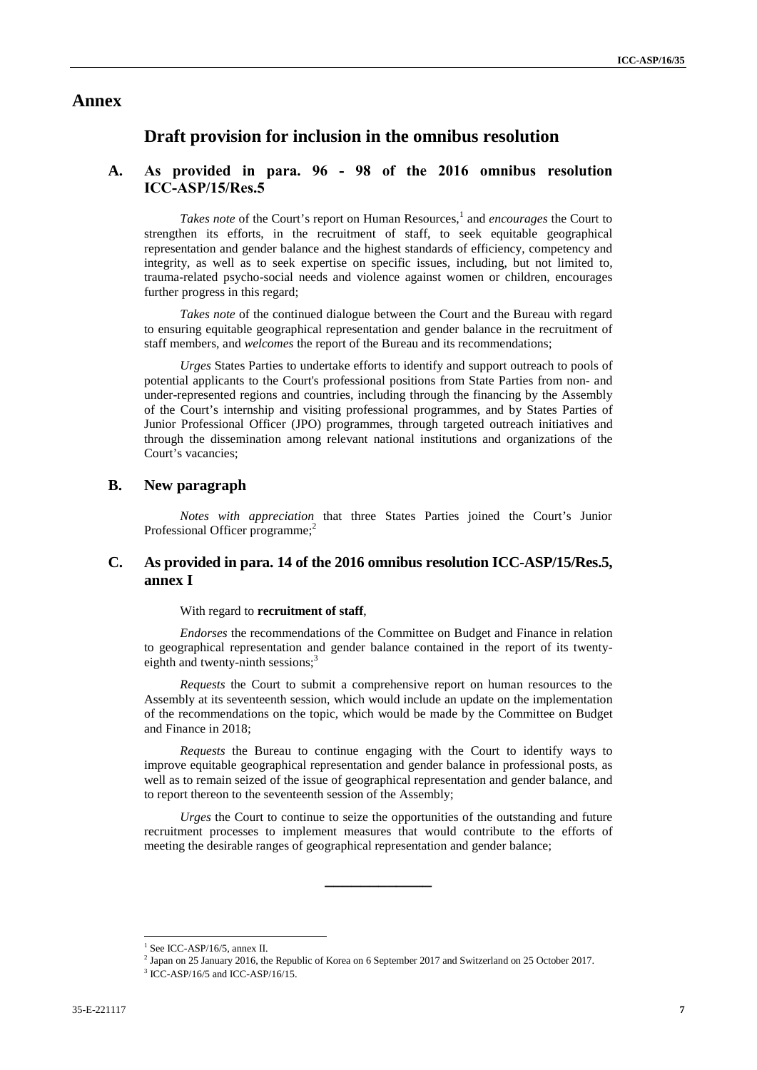# Annex

## Draft provision for inclusion in the omnibus resolution

### A. As provided in para. 96 - 98 of the 2016 omnibus resolution ICC-ASP/15/Res.5

*Takes note* of the Court's report on Human Resources,[1] and *encourages* the Court to strengthen its efforts, in the recruitment of staff, to seek equitable geographical representation and gender balance and the highest standards of efficiency, competency and integrity, as well as to seek expertise on specific issues, including, but not limited to, trauma-related psycho-social needs and violence against women or children, encourages further progress in this regard;

*Takes note* of the continued dialogue between the Court and the Bureau with regard to ensuring equitable geographical representation and gender balance in the recruitment of staff members, and *welcomes* the report of the Bureau and its recommendations;

*Urges* States Parties to undertake efforts to identify and support outreach to pools of potential applicants to the Court's professional positions from State Parties from non- and under-represented regions and countries, including through the financing by the Assembly of the Court's internship and visiting professional programmes, and by States Parties of Junior Professional Officer (JPO) programmes, through targeted outreach initiatives and through the dissemination among relevant national institutions and organizations of the Court's vacancies;

### B. New paragraph

*Notes with appreciation* that three States Parties joined the Court's Junior Professional Officer programme;[2]

### C. As provided in para. 14 of the 2016 omnibus resolution ICC-ASP/15/Res.5, annex I

With regard to **recruitment of staff**,

*Endorses* the recommendations of the Committee on Budget and Finance in relation to geographical representation and gender balance contained in the report of its twenty-eighth and twenty-ninth sessions;[3]

*Requests* the Court to submit a comprehensive report on human resources to the Assembly at its seventeenth session, which would include an update on the implementation of the recommendations on the topic, which would be made by the Committee on Budget and Finance in 2018;

*Requests* the Bureau to continue engaging with the Court to identify ways to improve equitable geographical representation and gender balance in professional posts, as well as to remain seized of the issue of geographical representation and gender balance, and to report thereon to the seventeenth session of the Assembly;

*Urges* the Court to continue to seize the opportunities of the outstanding and future recruitment processes to implement measures that would contribute to the efforts of meeting the desirable ranges of geographical representation and gender balance;

---

[1] See ICC-ASP/16/5, annex II.

[2] Japan on 25 January 2016, the Republic of Korea on 6 September 2017 and Switzerland on 25 October 2017.

[3] ICC-ASP/16/5 and ICC-ASP/16/15.